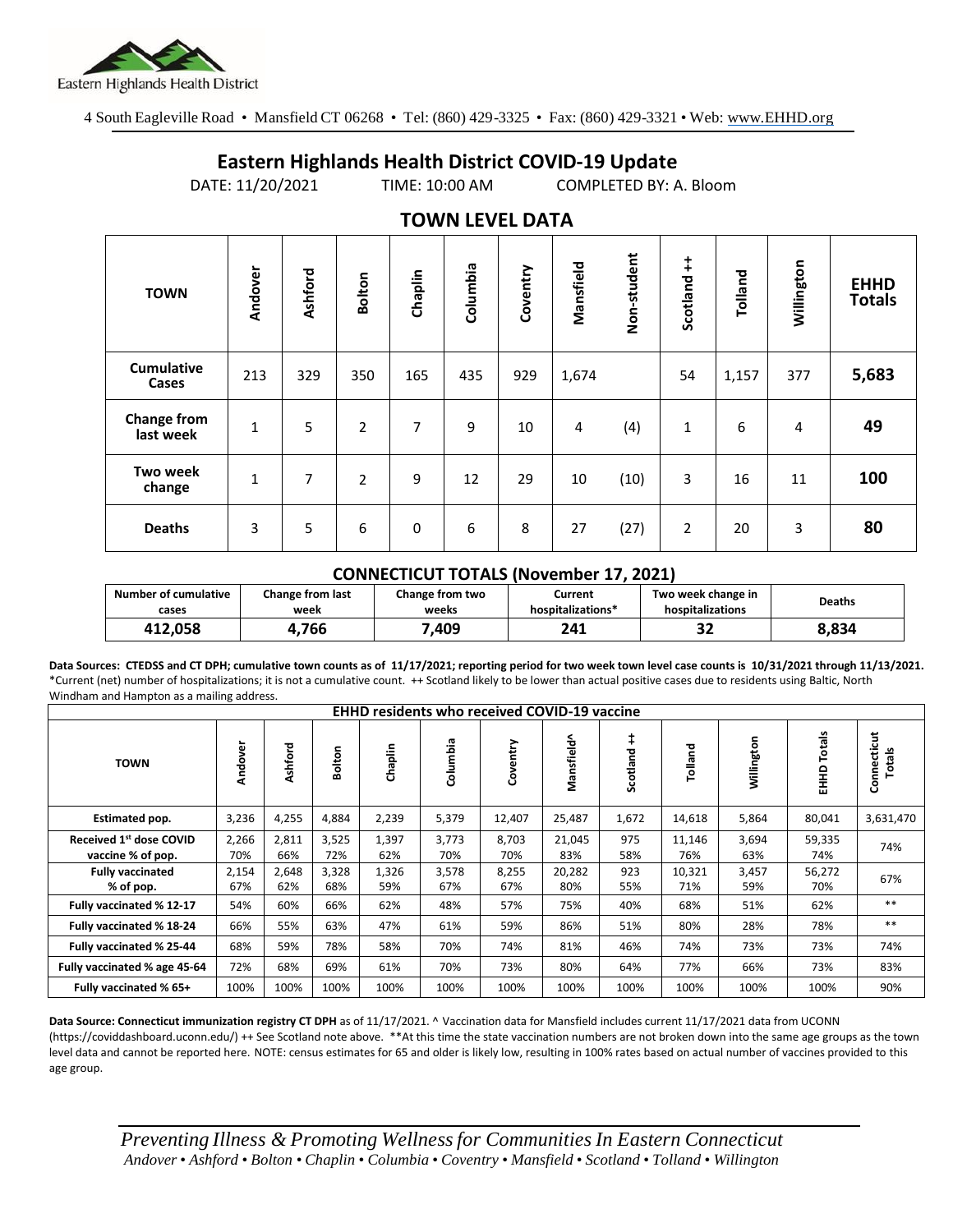Eastern Highlands Health District

4 South Eagleville Road • Mansfield CT 06268 • Tel: (860) 429-3325 • Fax: (860) 429-3321 • Web: www.EHHD.org

# Eastern Highlands Health District COVID-19 Update

DATE: 11/20/2021 TIME: 10:00 AM COMPLETED BY: A. Bloom

## TOWN LEVEL DATA

| TOWN | Andover | Ashford | Bolton | Chaplin | Columbia | Coventry | Mansfield | Non-student | Scotland ++ | Tolland | Willington | EHHD Totals |
|---|---|---|---|---|---|---|---|---|---|---|---|---|
| Cumulative Cases | 213 | 329 | 350 | 165 | 435 | 929 | 1,674 | | 54 | 1,157 | 377 | **5,683** |
| Change from last week | 1 | 5 | 2 | 7 | 9 | 10 | 4 | (4) | 1 | 6 | 4 | **49** |
| Two week change | 1 | 7 | 2 | 9 | 12 | 29 | 10 | (10) | 3 | 16 | 11 | **100** |
| Deaths | 3 | 5 | 6 | 0 | 6 | 8 | 27 | (27) | 2 | 20 | 3 | **80** |

## CONNECTICUT TOTALS (November 17, 2021)

| Number of cumulative cases | Change from last week | Change from two weeks | Current hospitalizations* | Two week change in hospitalizations | Deaths |
|---|---|---|---|---|---|
| 412,058 | 4,766 | 7,409 | 241 | 32 | 8,834 |

**Data Sources: CTEDSS and CT DPH; cumulative town counts as of 11/17/2021; reporting period for two week town level case counts is 10/31/2021 through 11/13/2021.** *Current (net) number of hospitalizations; it is not a cumulative count. ++ Scotland likely to be lower than actual positive cases due to residents using Baltic, North Windham and Hampton as a mailing address.

## EHHD residents who received COVID-19 vaccine

| TOWN | Andover | Ashford | Bolton | Chaplin | Columbia | Coventry | Mansfield^ | Scotland ++ | Tolland | Willington | EHHD Totals | Connecticut Totals |
|---|---|---|---|---|---|---|---|---|---|---|---|---|
| Estimated pop. | 3,236 | 4,255 | 4,884 | 2,239 | 5,379 | 12,407 | 25,487 | 1,672 | 14,618 | 5,864 | 80,041 | 3,631,470 |
| Received 1st dose COVID vaccine % of pop. | 2,266 70% | 2,811 66% | 3,525 72% | 1,397 62% | 3,773 70% | 8,703 70% | 21,045 83% | 975 58% | 11,146 76% | 3,694 63% | 59,335 74% | 74% |
| Fully vaccinated % of pop. | 2,154 67% | 2,648 62% | 3,328 68% | 1,326 59% | 3,578 67% | 8,255 67% | 20,282 80% | 923 55% | 10,321 71% | 3,457 59% | 56,272 70% | 67% |
| Fully vaccinated % 12-17 | 54% | 60% | 66% | 62% | 48% | 57% | 75% | 40% | 68% | 51% | 62% | ** |
| Fully vaccinated % 18-24 | 66% | 55% | 63% | 47% | 61% | 59% | 86% | 51% | 80% | 28% | 78% | ** |
| Fully vaccinated % 25-44 | 68% | 59% | 78% | 58% | 70% | 74% | 81% | 46% | 74% | 73% | 73% | 74% |
| Fully vaccinated % age 45-64 | 72% | 68% | 69% | 61% | 70% | 73% | 80% | 64% | 77% | 66% | 73% | 83% |
| Fully vaccinated % 65+ | 100% | 100% | 100% | 100% | 100% | 100% | 100% | 100% | 100% | 100% | 100% | 90% |

**Data Source: Connecticut immunization registry CT DPH** as of 11/17/2021. ^ Vaccination data for Mansfield includes current 11/17/2021 data from UCONN (https://coviddashboard.uconn.edu/) ++ See Scotland note above. **At this time the state vaccination numbers are not broken down into the same age groups as the town level data and cannot be reported here. NOTE: census estimates for 65 and older is likely low, resulting in 100% rates based on actual number of vaccines provided to this age group.

*Preventing Illness & Promoting Wellness for Communities In Eastern Connecticut*
*Andover • Ashford • Bolton • Chaplin • Columbia • Coventry • Mansfield • Scotland • Tolland • Willington*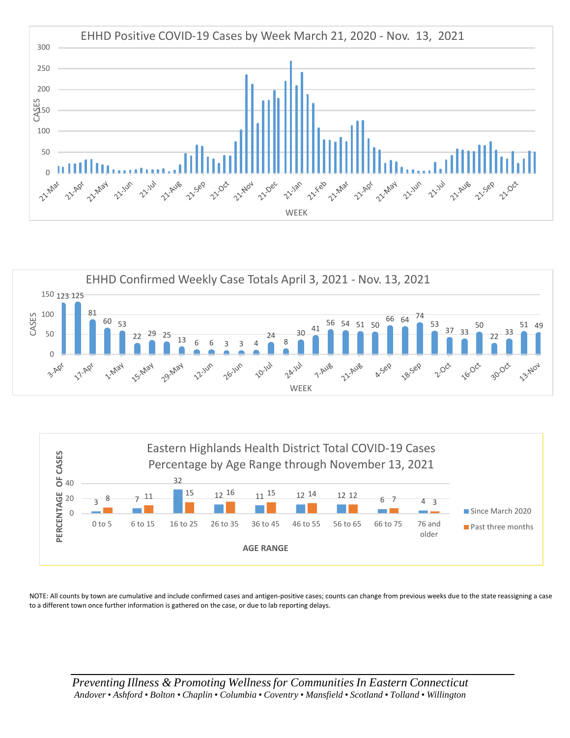EHHD Positive COVID-19 Cases by Week March 21, 2020 - Nov. 13, 2021

CASES

300
250
200
150
100
50
0

21-Mar 21-Apr 21-May 21-Jun 21-Jul 21-Aug 21-Sep 21-Oct 21-Nov 21-Dec 21-Jan 21-Feb 21-Mar 21-Apr 21-May 21-Jun 21-Jul 21-Aug 21-Sep 21-Oct

WEEK

EHHD Confirmed Weekly Case Totals April 3, 2021 - Nov. 13, 2021

CASES

150
100
50
0

123 125 81 60 53 22 29 25 13 6 6 3 3 4 24 8 30 41 56 54 51 50 66 64 74 53 37 33 50 22 33 51 49

3-Apr 17-Apr 1-May 15-May 29-May 12-Jun 26-Jun 10-Jul 24-Jul 7-Aug 21-Aug 4-Sep 18-Sep 2-Oct 16-Oct 30-Oct 13-Nov

WEEK

Eastern Highlands Health District Total COVID-19 Cases Percentage by Age Range through November 13, 2021

PERCENTAGE OF CASES

40
20
0

0 to 5: 3, 8
6 to 15: 7, 11
16 to 25: 32, 15
26 to 35: 12, 16
36 to 45: 11, 15
46 to 55: 12, 14
56 to 65: 12, 12
66 to 75: 6, 7
76 and older: 4, 3

AGE RANGE

Since March 2020
Past three months

NOTE: All counts by town are cumulative and include confirmed cases and antigen-positive cases; counts can change from previous weeks due to the state reassigning a case to a different town once further information is gathered on the case, or due to lab reporting delays.

*Preventing Illness & Promoting Wellness for Communities In Eastern Connecticut*
*Andover • Ashford • Bolton • Chaplin • Columbia • Coventry • Mansfield • Scotland • Tolland • Willington*